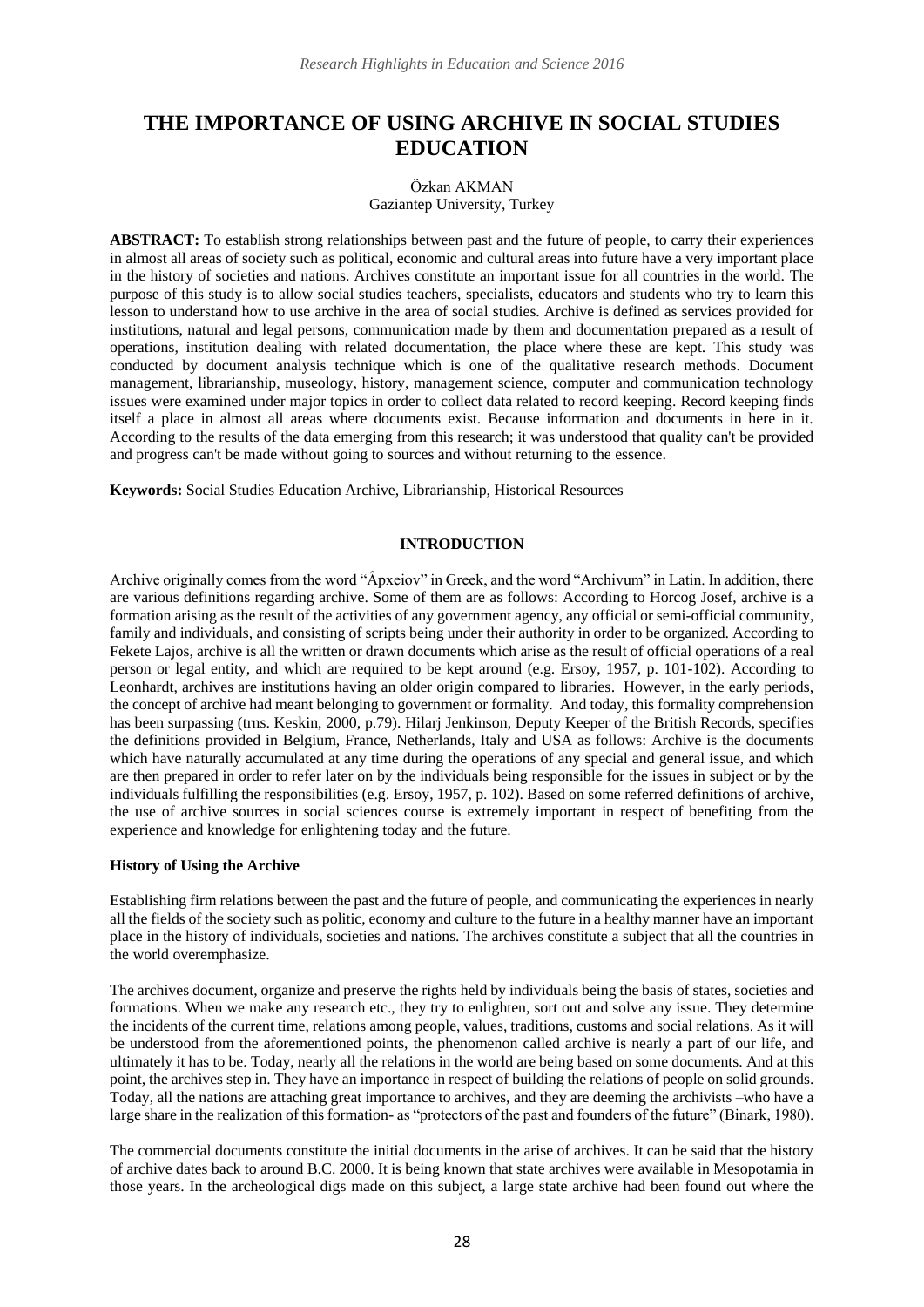# THE IMPORTANCE OF USING ARCHIVE IN SOCIAL STUDIES EDUCATION

Özkan AKMAN
Gaziantep University, Turkey

**ABSTRACT:** To establish strong relationships between past and the future of people, to carry their experiences in almost all areas of society such as political, economic and cultural areas into future have a very important place in the history of societies and nations. Archives constitute an important issue for all countries in the world. The purpose of this study is to allow social studies teachers, specialists, educators and students who try to learn this lesson to understand how to use archive in the area of social studies. Archive is defined as services provided for institutions, natural and legal persons, communication made by them and documentation prepared as a result of operations, institution dealing with related documentation, the place where these are kept. This study was conducted by document analysis technique which is one of the qualitative research methods. Document management, librarianship, museology, history, management science, computer and communication technology issues were examined under major topics in order to collect data related to record keeping. Record keeping finds itself a place in almost all areas where documents exist. Because information and documents in here in it. According to the results of the data emerging from this research; it was understood that quality can't be provided and progress can't be made without going to sources and without returning to the essence.

**Keywords:** Social Studies Education Archive, Librarianship, Historical Resources

## INTRODUCTION

Archive originally comes from the word "Âpxeiov" in Greek, and the word "Archivum" in Latin. In addition, there are various definitions regarding archive. Some of them are as follows: According to Horcog Josef, archive is a formation arising as the result of the activities of any government agency, any official or semi-official community, family and individuals, and consisting of scripts being under their authority in order to be organized. According to Fekete Lajos, archive is all the written or drawn documents which arise as the result of official operations of a real person or legal entity, and which are required to be kept around (e.g. Ersoy, 1957, p. 101-102). According to Leonhardt, archives are institutions having an older origin compared to libraries. However, in the early periods, the concept of archive had meant belonging to government or formality. And today, this formality comprehension has been surpassing (trns. Keskin, 2000, p.79). Hilarj Jenkinson, Deputy Keeper of the British Records, specifies the definitions provided in Belgium, France, Netherlands, Italy and USA as follows: Archive is the documents which have naturally accumulated at any time during the operations of any special and general issue, and which are then prepared in order to refer later on by the individuals being responsible for the issues in subject or by the individuals fulfilling the responsibilities (e.g. Ersoy, 1957, p. 102). Based on some referred definitions of archive, the use of archive sources in social sciences course is extremely important in respect of benefiting from the experience and knowledge for enlightening today and the future.

### History of Using the Archive

Establishing firm relations between the past and the future of people, and communicating the experiences in nearly all the fields of the society such as politic, economy and culture to the future in a healthy manner have an important place in the history of individuals, societies and nations. The archives constitute a subject that all the countries in the world overemphasize.

The archives document, organize and preserve the rights held by individuals being the basis of states, societies and formations. When we make any research etc., they try to enlighten, sort out and solve any issue. They determine the incidents of the current time, relations among people, values, traditions, customs and social relations. As it will be understood from the aforementioned points, the phenomenon called archive is nearly a part of our life, and ultimately it has to be. Today, nearly all the relations in the world are being based on some documents. And at this point, the archives step in. They have an importance in respect of building the relations of people on solid grounds. Today, all the nations are attaching great importance to archives, and they are deeming the archivists –who have a large share in the realization of this formation- as "protectors of the past and founders of the future" (Binark, 1980).

The commercial documents constitute the initial documents in the arise of archives. It can be said that the history of archive dates back to around B.C. 2000. It is being known that state archives were available in Mesopotamia in those years. In the archeological digs made on this subject, a large state archive had been found out where the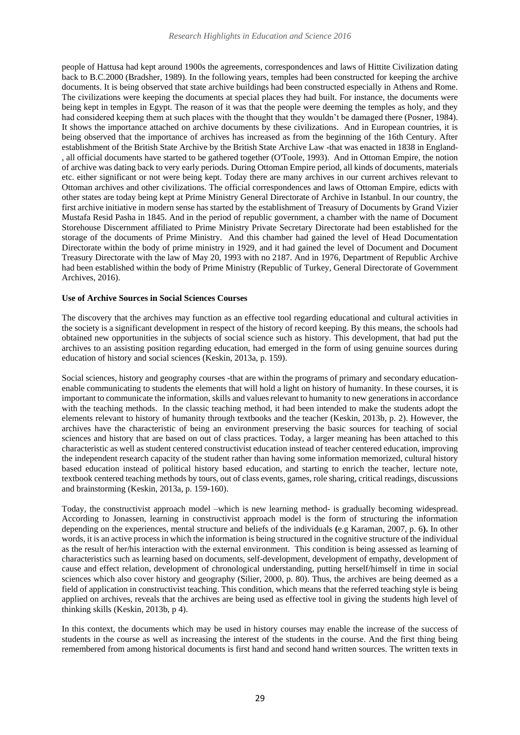people of Hattusa had kept around 1900s the agreements, correspondences and laws of Hittite Civilization dating back to B.C.2000 (Bradsher, 1989). In the following years, temples had been constructed for keeping the archive documents. It is being observed that state archive buildings had been constructed especially in Athens and Rome. The civilizations were keeping the documents at special places they had built. For instance, the documents were being kept in temples in Egypt. The reason of it was that the people were deeming the temples as holy, and they had considered keeping them at such places with the thought that they wouldn't be damaged there (Posner, 1984). It shows the importance attached on archive documents by these civilizations. And in European countries, it is being observed that the importance of archives has increased as from the beginning of the 16th Century. After establishment of the British State Archive by the British State Archive Law -that was enacted in 1838 in England-, all official documents have started to be gathered together (O'Toole, 1993). And in Ottoman Empire, the notion of archive was dating back to very early periods. During Ottoman Empire period, all kinds of documents, materials etc. either significant or not were being kept. Today there are many archives in our current archives relevant to Ottoman archives and other civilizations. The official correspondences and laws of Ottoman Empire, edicts with other states are today being kept at Prime Ministry General Directorate of Archive in Istanbul. In our country, the first archive initiative in modern sense has started by the establishment of Treasury of Documents by Grand Vizier Mustafa Resid Pasha in 1845. And in the period of republic government, a chamber with the name of Document Storehouse Discernment affiliated to Prime Ministry Private Secretary Directorate had been established for the storage of the documents of Prime Ministry. And this chamber had gained the level of Head Documentation Directorate within the body of prime ministry in 1929, and it had gained the level of Document and Document Treasury Directorate with the law of May 20, 1993 with no 2187. And in 1976, Department of Republic Archive had been established within the body of Prime Ministry (Republic of Turkey, General Directorate of Government Archives, 2016).

**Use of Archive Sources in Social Sciences Courses**

The discovery that the archives may function as an effective tool regarding educational and cultural activities in the society is a significant development in respect of the history of record keeping. By this means, the schools had obtained new opportunities in the subjects of social science such as history. This development, that had put the archives to an assisting position regarding education, had emerged in the form of using genuine sources during education of history and social sciences (Keskin, 2013a, p. 159).

Social sciences, history and geography courses -that are within the programs of primary and secondary education-enable communicating to students the elements that will hold a light on history of humanity. In these courses, it is important to communicate the information, skills and values relevant to humanity to new generations in accordance with the teaching methods. In the classic teaching method, it had been intended to make the students adopt the elements relevant to history of humanity through textbooks and the teacher (Keskin, 2013b, p. 2). However, the archives have the characteristic of being an environment preserving the basic sources for teaching of social sciences and history that are based on out of class practices. Today, a larger meaning has been attached to this characteristic as well as student centered constructivist education instead of teacher centered education, improving the independent research capacity of the student rather than having some information memorized, cultural history based education instead of political history based education, and starting to enrich the teacher, lecture note, textbook centered teaching methods by tours, out of class events, games, role sharing, critical readings, discussions and brainstorming (Keskin, 2013a, p. 159-160).

Today, the constructivist approach model –which is new learning method- is gradually becoming widespread. According to Jonassen, learning in constructivist approach model is the form of structuring the information depending on the experiences, mental structure and beliefs of the individuals **(**e.g Karaman, 2007, p. 6**).** In other words, it is an active process in which the information is being structured in the cognitive structure of the individual as the result of her/his interaction with the external environment. This condition is being assessed as learning of characteristics such as learning based on documents, self-development, development of empathy, development of cause and effect relation, development of chronological understanding, putting herself/himself in time in social sciences which also cover history and geography (Silier, 2000, p. 80). Thus, the archives are being deemed as a field of application in constructivist teaching. This condition, which means that the referred teaching style is being applied on archives, reveals that the archives are being used as effective tool in giving the students high level of thinking skills (Keskin, 2013b, p 4).

In this context, the documents which may be used in history courses may enable the increase of the success of students in the course as well as increasing the interest of the students in the course. And the first thing being remembered from among historical documents is first hand and second hand written sources. The written texts in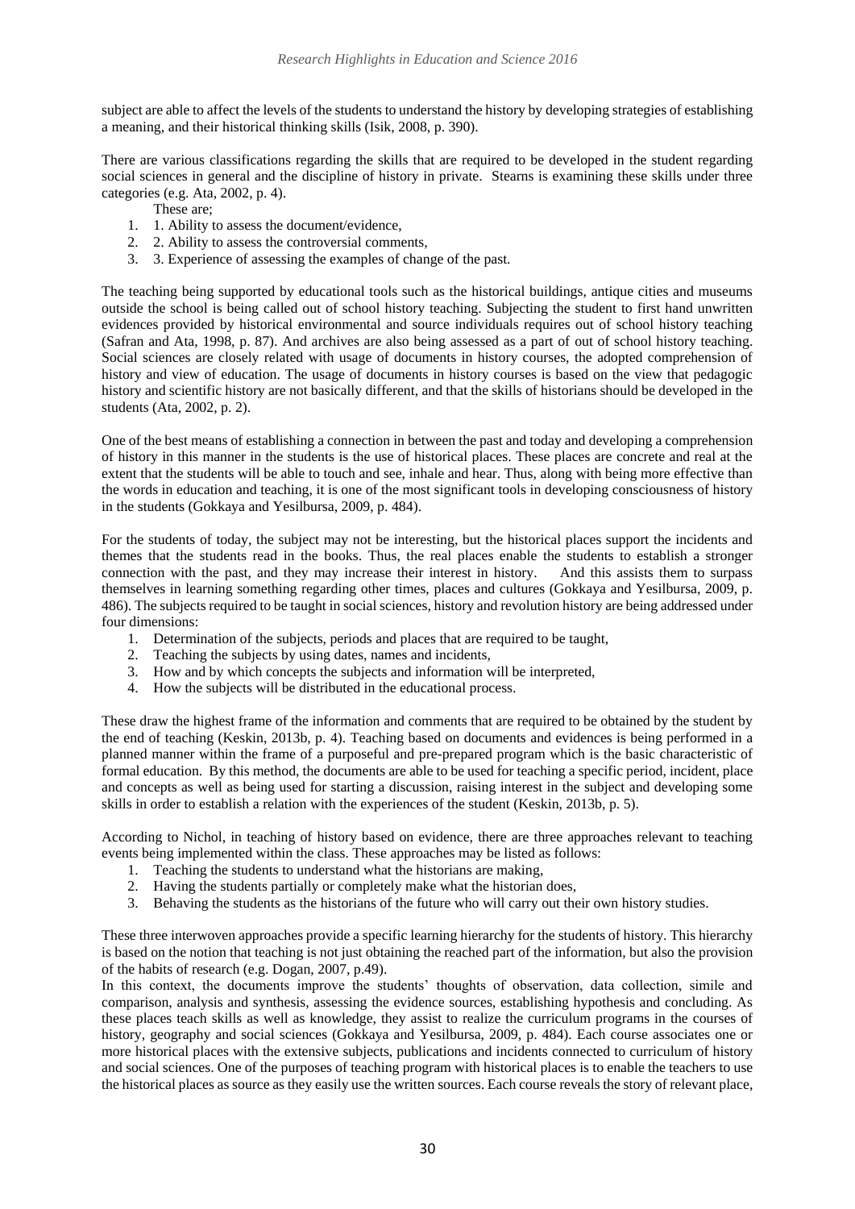subject are able to affect the levels of the students to understand the history by developing strategies of establishing a meaning, and their historical thinking skills (Isik, 2008, p. 390).

There are various classifications regarding the skills that are required to be developed in the student regarding social sciences in general and the discipline of history in private. Stearns is examining these skills under three categories (e.g. Ata, 2002, p. 4).

These are;

1. 1. Ability to assess the document/evidence,
2. 2. Ability to assess the controversial comments,
3. 3. Experience of assessing the examples of change of the past.

The teaching being supported by educational tools such as the historical buildings, antique cities and museums outside the school is being called out of school history teaching. Subjecting the student to first hand unwritten evidences provided by historical environmental and source individuals requires out of school history teaching (Safran and Ata, 1998, p. 87). And archives are also being assessed as a part of out of school history teaching. Social sciences are closely related with usage of documents in history courses, the adopted comprehension of history and view of education. The usage of documents in history courses is based on the view that pedagogic history and scientific history are not basically different, and that the skills of historians should be developed in the students (Ata, 2002, p. 2).

One of the best means of establishing a connection in between the past and today and developing a comprehension of history in this manner in the students is the use of historical places. These places are concrete and real at the extent that the students will be able to touch and see, inhale and hear. Thus, along with being more effective than the words in education and teaching, it is one of the most significant tools in developing consciousness of history in the students (Gokkaya and Yesilbursa, 2009, p. 484).

For the students of today, the subject may not be interesting, but the historical places support the incidents and themes that the students read in the books. Thus, the real places enable the students to establish a stronger connection with the past, and they may increase their interest in history. And this assists them to surpass themselves in learning something regarding other times, places and cultures (Gokkaya and Yesilbursa, 2009, p. 486). The subjects required to be taught in social sciences, history and revolution history are being addressed under four dimensions:

1. Determination of the subjects, periods and places that are required to be taught,
2. Teaching the subjects by using dates, names and incidents,
3. How and by which concepts the subjects and information will be interpreted,
4. How the subjects will be distributed in the educational process.

These draw the highest frame of the information and comments that are required to be obtained by the student by the end of teaching (Keskin, 2013b, p. 4). Teaching based on documents and evidences is being performed in a planned manner within the frame of a purposeful and pre-prepared program which is the basic characteristic of formal education. By this method, the documents are able to be used for teaching a specific period, incident, place and concepts as well as being used for starting a discussion, raising interest in the subject and developing some skills in order to establish a relation with the experiences of the student (Keskin, 2013b, p. 5).

According to Nichol, in teaching of history based on evidence, there are three approaches relevant to teaching events being implemented within the class. These approaches may be listed as follows:

1. Teaching the students to understand what the historians are making,
2. Having the students partially or completely make what the historian does,
3. Behaving the students as the historians of the future who will carry out their own history studies.

These three interwoven approaches provide a specific learning hierarchy for the students of history. This hierarchy is based on the notion that teaching is not just obtaining the reached part of the information, but also the provision of the habits of research (e.g. Dogan, 2007, p.49).

In this context, the documents improve the students' thoughts of observation, data collection, simile and comparison, analysis and synthesis, assessing the evidence sources, establishing hypothesis and concluding. As these places teach skills as well as knowledge, they assist to realize the curriculum programs in the courses of history, geography and social sciences (Gokkaya and Yesilbursa, 2009, p. 484). Each course associates one or more historical places with the extensive subjects, publications and incidents connected to curriculum of history and social sciences. One of the purposes of teaching program with historical places is to enable the teachers to use the historical places as source as they easily use the written sources. Each course reveals the story of relevant place,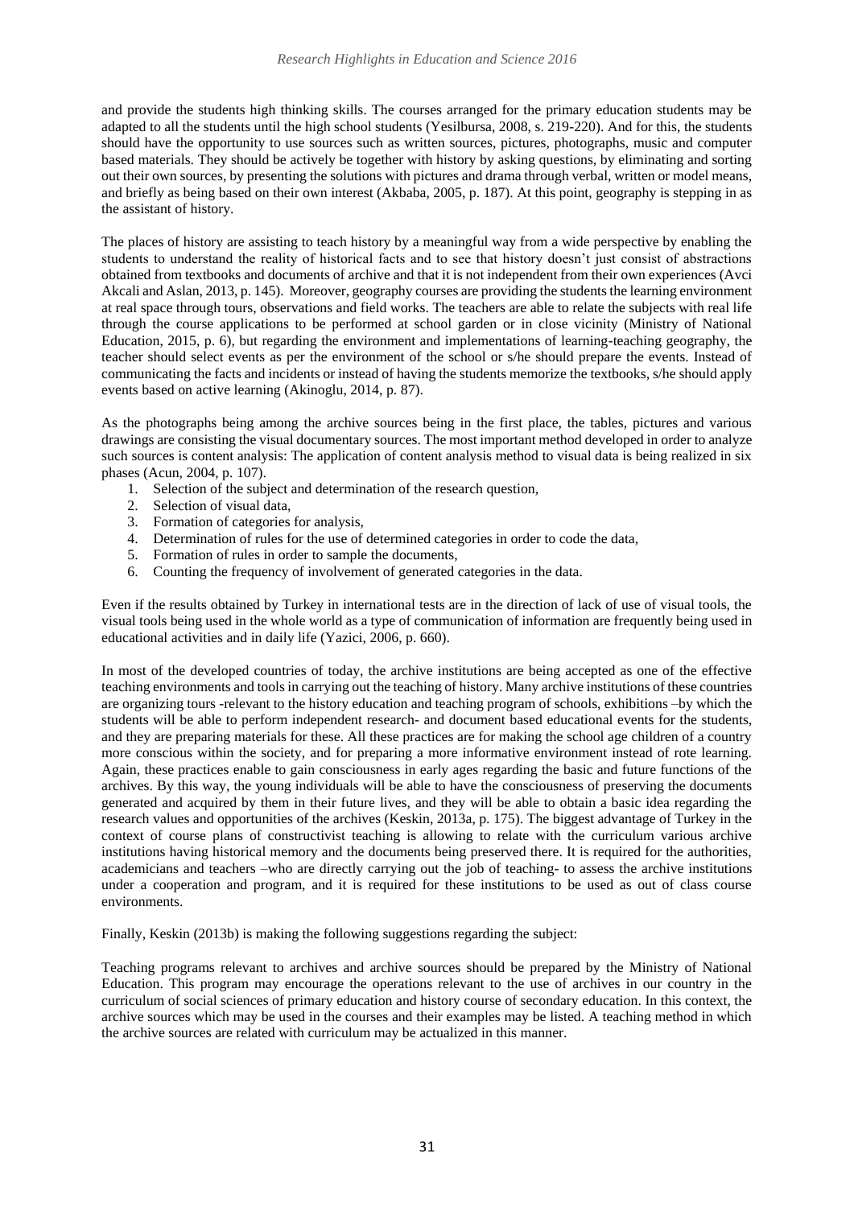and provide the students high thinking skills. The courses arranged for the primary education students may be adapted to all the students until the high school students (Yesilbursa, 2008, s. 219-220). And for this, the students should have the opportunity to use sources such as written sources, pictures, photographs, music and computer based materials. They should be actively be together with history by asking questions, by eliminating and sorting out their own sources, by presenting the solutions with pictures and drama through verbal, written or model means, and briefly as being based on their own interest (Akbaba, 2005, p. 187). At this point, geography is stepping in as the assistant of history.

The places of history are assisting to teach history by a meaningful way from a wide perspective by enabling the students to understand the reality of historical facts and to see that history doesn't just consist of abstractions obtained from textbooks and documents of archive and that it is not independent from their own experiences (Avci Akcali and Aslan, 2013, p. 145). Moreover, geography courses are providing the students the learning environment at real space through tours, observations and field works. The teachers are able to relate the subjects with real life through the course applications to be performed at school garden or in close vicinity (Ministry of National Education, 2015, p. 6), but regarding the environment and implementations of learning-teaching geography, the teacher should select events as per the environment of the school or s/he should prepare the events. Instead of communicating the facts and incidents or instead of having the students memorize the textbooks, s/he should apply events based on active learning (Akinoglu, 2014, p. 87).

As the photographs being among the archive sources being in the first place, the tables, pictures and various drawings are consisting the visual documentary sources. The most important method developed in order to analyze such sources is content analysis: The application of content analysis method to visual data is being realized in six phases (Acun, 2004, p. 107).

1. Selection of the subject and determination of the research question,
2. Selection of visual data,
3. Formation of categories for analysis,
4. Determination of rules for the use of determined categories in order to code the data,
5. Formation of rules in order to sample the documents,
6. Counting the frequency of involvement of generated categories in the data.

Even if the results obtained by Turkey in international tests are in the direction of lack of use of visual tools, the visual tools being used in the whole world as a type of communication of information are frequently being used in educational activities and in daily life (Yazici, 2006, p. 660).

In most of the developed countries of today, the archive institutions are being accepted as one of the effective teaching environments and tools in carrying out the teaching of history. Many archive institutions of these countries are organizing tours -relevant to the history education and teaching program of schools, exhibitions –by which the students will be able to perform independent research- and document based educational events for the students, and they are preparing materials for these. All these practices are for making the school age children of a country more conscious within the society, and for preparing a more informative environment instead of rote learning. Again, these practices enable to gain consciousness in early ages regarding the basic and future functions of the archives. By this way, the young individuals will be able to have the consciousness of preserving the documents generated and acquired by them in their future lives, and they will be able to obtain a basic idea regarding the research values and opportunities of the archives (Keskin, 2013a, p. 175). The biggest advantage of Turkey in the context of course plans of constructivist teaching is allowing to relate with the curriculum various archive institutions having historical memory and the documents being preserved there. It is required for the authorities, academicians and teachers –who are directly carrying out the job of teaching- to assess the archive institutions under a cooperation and program, and it is required for these institutions to be used as out of class course environments.

Finally, Keskin (2013b) is making the following suggestions regarding the subject:

Teaching programs relevant to archives and archive sources should be prepared by the Ministry of National Education. This program may encourage the operations relevant to the use of archives in our country in the curriculum of social sciences of primary education and history course of secondary education. In this context, the archive sources which may be used in the courses and their examples may be listed. A teaching method in which the archive sources are related with curriculum may be actualized in this manner.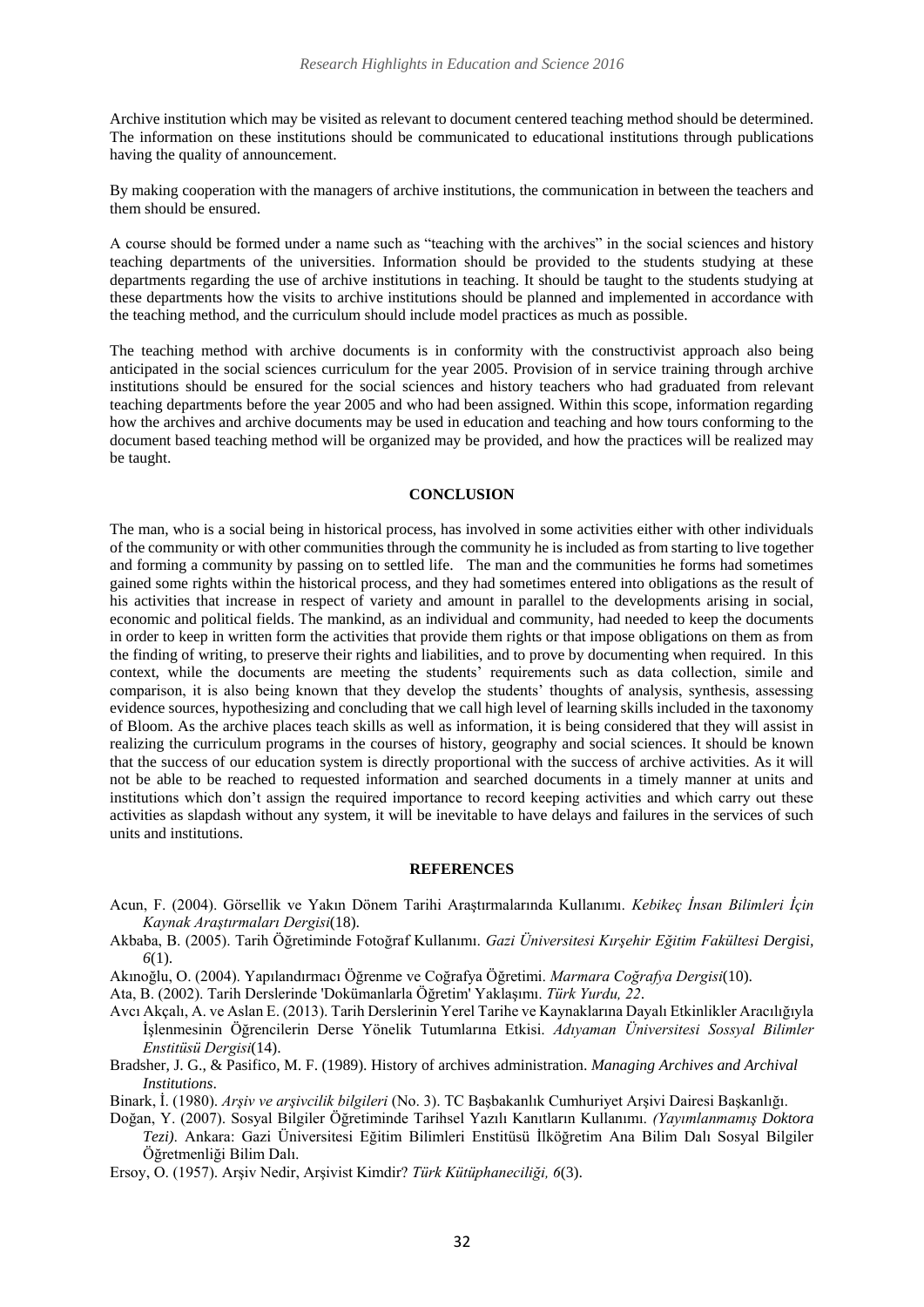Archive institution which may be visited as relevant to document centered teaching method should be determined. The information on these institutions should be communicated to educational institutions through publications having the quality of announcement.

By making cooperation with the managers of archive institutions, the communication in between the teachers and them should be ensured.

A course should be formed under a name such as "teaching with the archives" in the social sciences and history teaching departments of the universities. Information should be provided to the students studying at these departments regarding the use of archive institutions in teaching. It should be taught to the students studying at these departments how the visits to archive institutions should be planned and implemented in accordance with the teaching method, and the curriculum should include model practices as much as possible.

The teaching method with archive documents is in conformity with the constructivist approach also being anticipated in the social sciences curriculum for the year 2005. Provision of in service training through archive institutions should be ensured for the social sciences and history teachers who had graduated from relevant teaching departments before the year 2005 and who had been assigned. Within this scope, information regarding how the archives and archive documents may be used in education and teaching and how tours conforming to the document based teaching method will be organized may be provided, and how the practices will be realized may be taught.

## CONCLUSION

The man, who is a social being in historical process, has involved in some activities either with other individuals of the community or with other communities through the community he is included as from starting to live together and forming a community by passing on to settled life. The man and the communities he forms had sometimes gained some rights within the historical process, and they had sometimes entered into obligations as the result of his activities that increase in respect of variety and amount in parallel to the developments arising in social, economic and political fields. The mankind, as an individual and community, had needed to keep the documents in order to keep in written form the activities that provide them rights or that impose obligations on them as from the finding of writing, to preserve their rights and liabilities, and to prove by documenting when required. In this context, while the documents are meeting the students' requirements such as data collection, simile and comparison, it is also being known that they develop the students' thoughts of analysis, synthesis, assessing evidence sources, hypothesizing and concluding that we call high level of learning skills included in the taxonomy of Bloom. As the archive places teach skills as well as information, it is being considered that they will assist in realizing the curriculum programs in the courses of history, geography and social sciences. It should be known that the success of our education system is directly proportional with the success of archive activities. As it will not be able to be reached to requested information and searched documents in a timely manner at units and institutions which don't assign the required importance to record keeping activities and which carry out these activities as slapdash without any system, it will be inevitable to have delays and failures in the services of such units and institutions.

## REFERENCES

Acun, F. (2004). Görsellik ve Yakın Dönem Tarihi Araştırmalarında Kullanımı. *Kebikeç İnsan Bilimleri İçin Kaynak Araştırmaları Dergisi*(18).

Akbaba, B. (2005). Tarih Öğretiminde Fotoğraf Kullanımı. *Gazi Üniversitesi Kırşehir Eğitim Fakültesi Dergisi, 6*(1).

Akınoğlu, O. (2004). Yapılandırmacı Öğrenme ve Coğrafya Öğretimi. *Marmara Coğrafya Dergisi*(10).

Ata, B. (2002). Tarih Derslerinde 'Dokümanlarla Öğretim' Yaklaşımı. *Türk Yurdu, 22*.

Avcı Akçalı, A. ve Aslan E. (2013). Tarih Derslerinin Yerel Tarihe ve Kaynaklarına Dayalı Etkinlikler Aracılığıyla İşlenmesinin Öğrencilerin Derse Yönelik Tutumlarına Etkisi. *Adıyaman Üniversitesi Sossyal Bilimler Enstitüsü Dergisi*(14).

Bradsher, J. G., & Pasifico, M. F. (1989). History of archives administration. *Managing Archives and Archival Institutions*.

Binark, İ. (1980). *Arşiv ve arşivcilik bilgileri* (No. 3). TC Başbakanlık Cumhuriyet Arşivi Dairesi Başkanlığı.

Doğan, Y. (2007). Sosyal Bilgiler Öğretiminde Tarihsel Yazılı Kanıtların Kullanımı. *(Yayımlanmamış Doktora Tezi)*. Ankara: Gazi Üniversitesi Eğitim Bilimleri Enstitüsü İlköğretim Ana Bilim Dalı Sosyal Bilgiler Öğretmenliği Bilim Dalı.

Ersoy, O. (1957). Arşiv Nedir, Arşivist Kimdir? *Türk Kütüphaneciliği, 6*(3).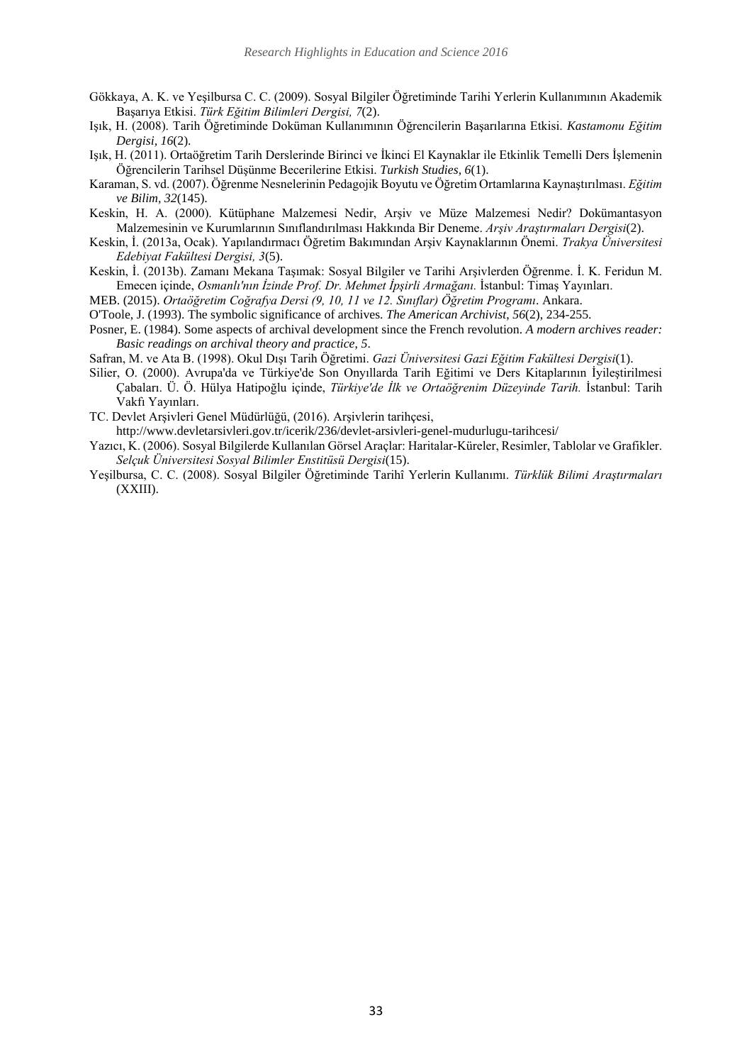Gökkaya, A. K. ve Yeşilbursa C. C. (2009). Sosyal Bilgiler Öğretiminde Tarihi Yerlerin Kullanımının Akademik Başarıya Etkisi. *Türk Eğitim Bilimleri Dergisi, 7*(2).

Işık, H. (2008). Tarih Öğretiminde Doküman Kullanımının Öğrencilerin Başarılarına Etkisi. *Kastamonu Eğitim Dergisi, 16*(2).

Işık, H. (2011). Ortaöğretim Tarih Derslerinde Birinci ve İkinci El Kaynaklar ile Etkinlik Temelli Ders İşlemenin Öğrencilerin Tarihsel Düşünme Becerilerine Etkisi. *Turkish Studies, 6*(1).

Karaman, S. vd. (2007). Öğrenme Nesnelerinin Pedagojik Boyutu ve Öğretim Ortamlarına Kaynaştırılması. *Eğitim ve Bilim, 32*(145).

Keskin, H. A. (2000). Kütüphane Malzemesi Nedir, Arşiv ve Müze Malzemesi Nedir? Dokümantasyon Malzemesinin ve Kurumlarının Sınıflandırılması Hakkında Bir Deneme. *Arşiv Araştırmaları Dergisi*(2).

Keskin, İ. (2013a, Ocak). Yapılandırmacı Öğretim Bakımından Arşiv Kaynaklarının Önemi. *Trakya Üniversitesi Edebiyat Fakültesi Dergisi, 3*(5).

Keskin, İ. (2013b). Zamanı Mekana Taşımak: Sosyal Bilgiler ve Tarihi Arşivlerden Öğrenme. İ. K. Feridun M. Emecen içinde, *Osmanlı'nın İzinde Prof. Dr. Mehmet İpşirli Armağanı.* İstanbul: Timaş Yayınları.

MEB. (2015). *Ortaöğretim Coğrafya Dersi (9, 10, 11 ve 12. Sınıflar) Öğretim Programı*. Ankara.

O'Toole, J. (1993). The symbolic significance of archives. *The American Archivist, 56*(2), 234-255.

Posner, E. (1984). Some aspects of archival development since the French revolution. *A modern archives reader: Basic readings on archival theory and practice, 5*.

Safran, M. ve Ata B. (1998). Okul Dışı Tarih Öğretimi. *Gazi Üniversitesi Gazi Eğitim Fakültesi Dergisi*(1).

Silier, O. (2000). Avrupa'da ve Türkiye'de Son Onyıllarda Tarih Eğitimi ve Ders Kitaplarının İyileştirilmesi Çabaları. Ü. Ö. Hülya Hatipoğlu içinde, *Türkiye'de İlk ve Ortaöğrenim Düzeyinde Tarih.* İstanbul: Tarih Vakfı Yayınları.

TC. Devlet Arşivleri Genel Müdürlüğü, (2016). Arşivlerin tarihçesi, http://www.devletarsivleri.gov.tr/icerik/236/devlet-arsivleri-genel-mudurlugu-tarihcesi/

Yazıcı, K. (2006). Sosyal Bilgilerde Kullanılan Görsel Araçlar: Haritalar-Küreler, Resimler, Tablolar ve Grafikler. *Selçuk Üniversitesi Sosyal Bilimler Enstitüsü Dergisi*(15).

Yeşilbursa, C. C. (2008). Sosyal Bilgiler Öğretiminde Tarihî Yerlerin Kullanımı. *Türklük Bilimi Araştırmaları* (XXIII).